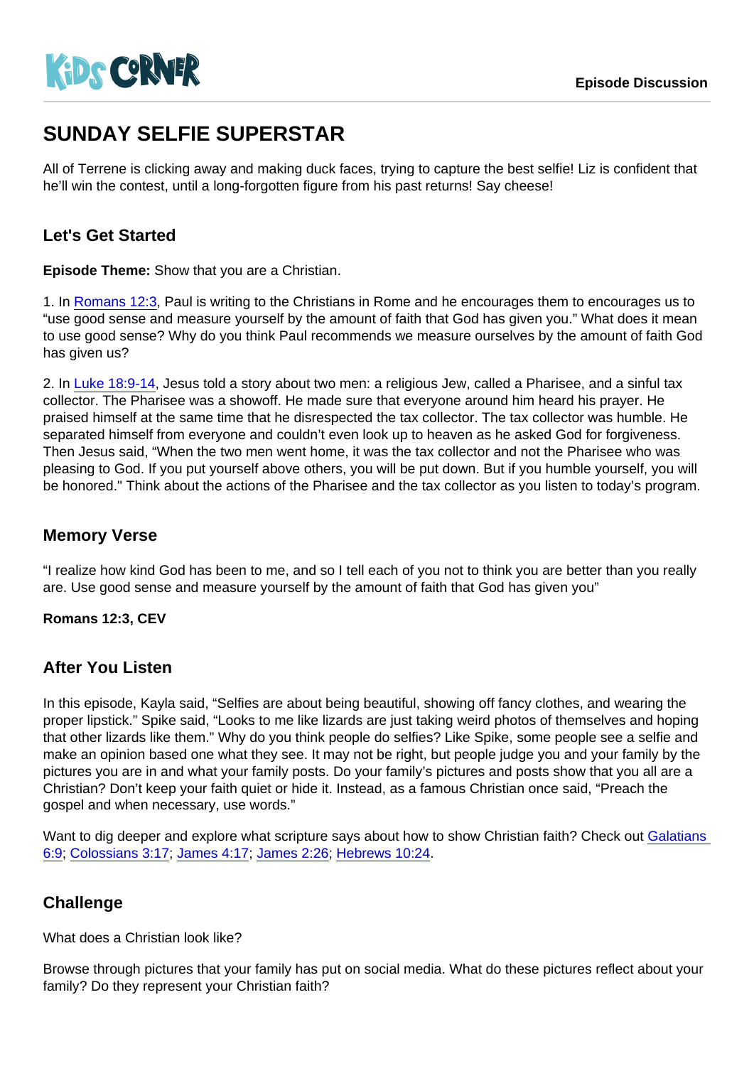KiDS CORNER

Episode Discussion

# SUNDAY SELFIE SUPERSTAR

All of Terrene is clicking away and making duck faces, trying to capture the best selfie! Liz is confident that he'll win the contest, until a long-forgotten figure from his past returns! Say cheese!

## Let's Get Started

**Episode Theme:** Show that you are a Christian.

1. In Romans 12:3, Paul is writing to the Christians in Rome and he encourages them to encourages us to "use good sense and measure yourself by the amount of faith that God has given you." What does it mean to use good sense? Why do you think Paul recommends we measure ourselves by the amount of faith God has given us?

2. In Luke 18:9-14, Jesus told a story about two men: a religious Jew, called a Pharisee, and a sinful tax collector. The Pharisee was a showoff. He made sure that everyone around him heard his prayer. He praised himself at the same time that he disrespected the tax collector. The tax collector was humble. He separated himself from everyone and couldn't even look up to heaven as he asked God for forgiveness. Then Jesus said, "When the two men went home, it was the tax collector and not the Pharisee who was pleasing to God. If you put yourself above others, you will be put down. But if you humble yourself, you will be honored." Think about the actions of the Pharisee and the tax collector as you listen to today's program.

## Memory Verse

"I realize how kind God has been to me, and so I tell each of you not to think you are better than you really are. Use good sense and measure yourself by the amount of faith that God has given you"

**Romans 12:3, CEV**

## After You Listen

In this episode, Kayla said, "Selfies are about being beautiful, showing off fancy clothes, and wearing the proper lipstick." Spike said, "Looks to me like lizards are just taking weird photos of themselves and hoping that other lizards like them." Why do you think people do selfies? Like Spike, some people see a selfie and make an opinion based one what they see. It may not be right, but people judge you and your family by the pictures you are in and what your family posts. Do your family's pictures and posts show that you all are a Christian? Don't keep your faith quiet or hide it. Instead, as a famous Christian once said, "Preach the gospel and when necessary, use words."

Want to dig deeper and explore what scripture says about how to show Christian faith? Check out Galatians 6:9; Colossians 3:17; James 4:17; James 2:26; Hebrews 10:24.

## Challenge

What does a Christian look like?

Browse through pictures that your family has put on social media. What do these pictures reflect about your family? Do they represent your Christian faith?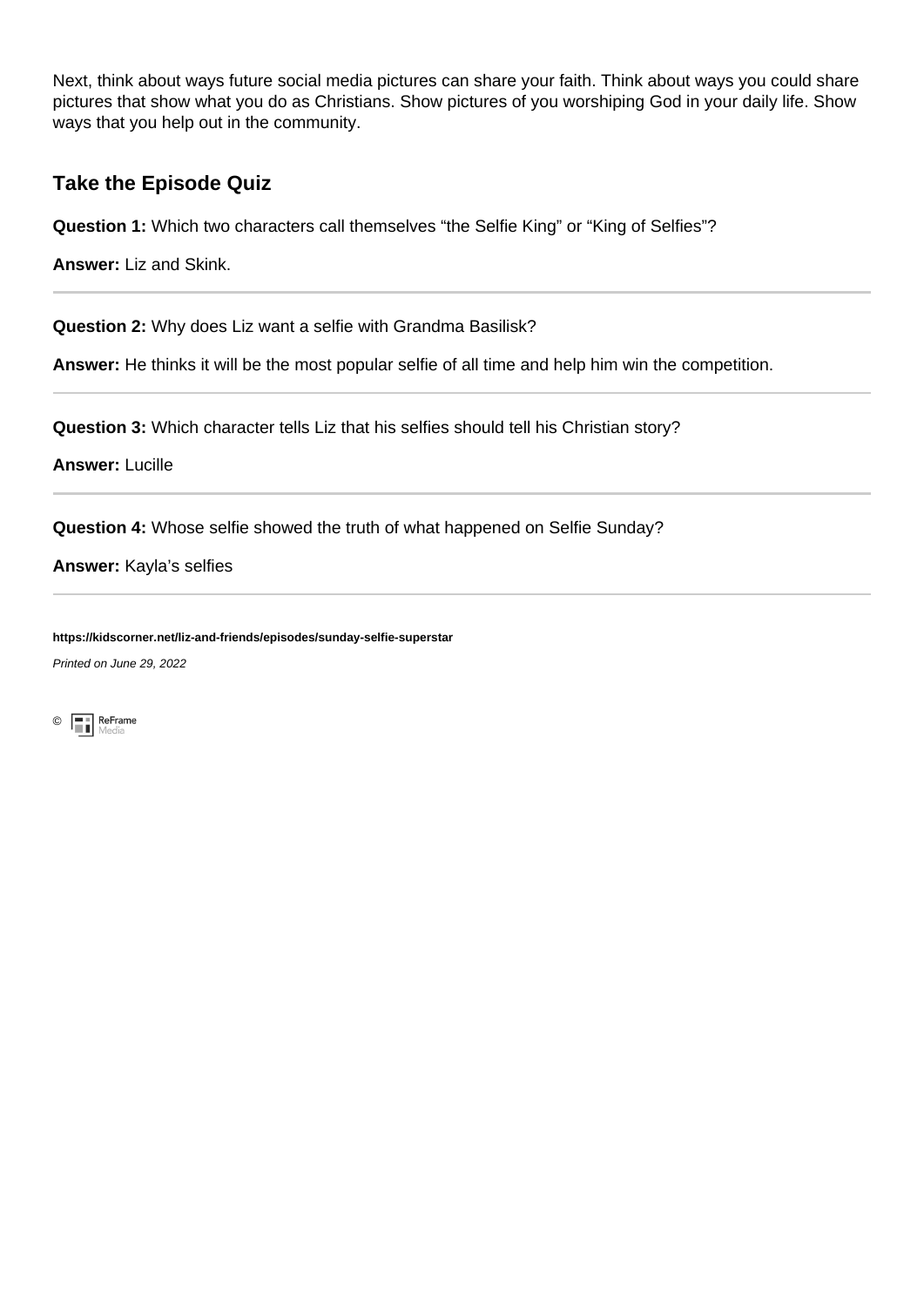Next, think about ways future social media pictures can share your faith. Think about ways you could share pictures that show what you do as Christians. Show pictures of you worshiping God in your daily life. Show ways that you help out in the community.

## Take the Episode Quiz

**Question 1:** Which two characters call themselves “the Selfie King” or “King of Selfies”?

**Answer:** Liz and Skink.

---

**Question 2:** Why does Liz want a selfie with Grandma Basilisk?

**Answer:** He thinks it will be the most popular selfie of all time and help him win the competition.

---

**Question 3:** Which character tells Liz that his selfies should tell his Christian story?

**Answer:** Lucille

---

**Question 4:** Whose selfie showed the truth of what happened on Selfie Sunday?

**Answer:** Kayla’s selfies

---

**https://kidscorner.net/liz-and-friends/episodes/sunday-selfie-superstar**

*Printed on June 29, 2022*

© ReFrame Media